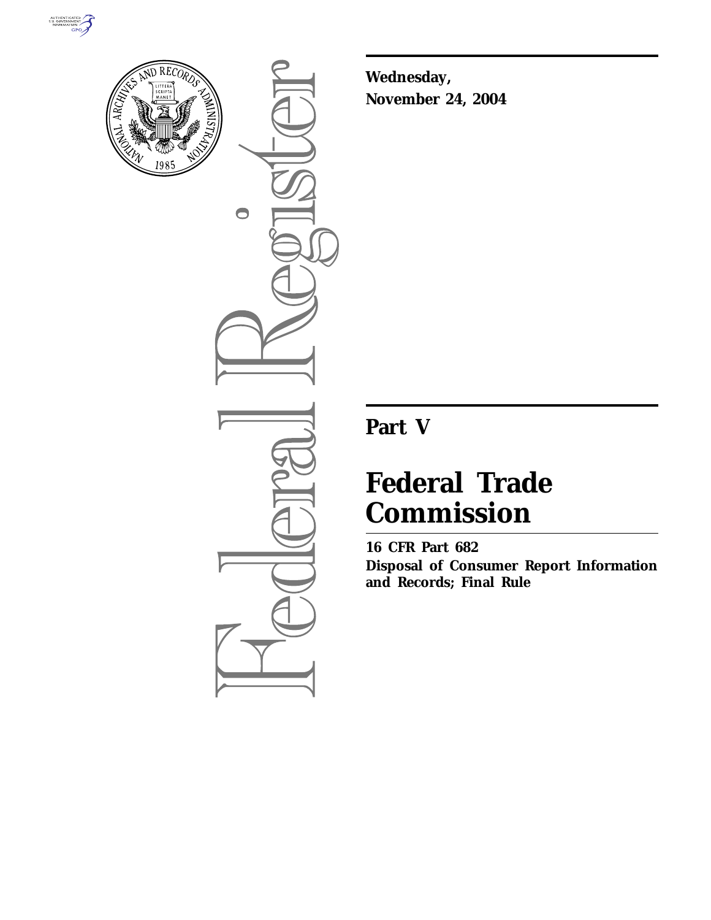**Wednesday,**
**November 24, 2004**

# Part V

# Federal Trade Commission

**16 CFR Part 682**
**Disposal of Consumer Report Information and Records; Final Rule**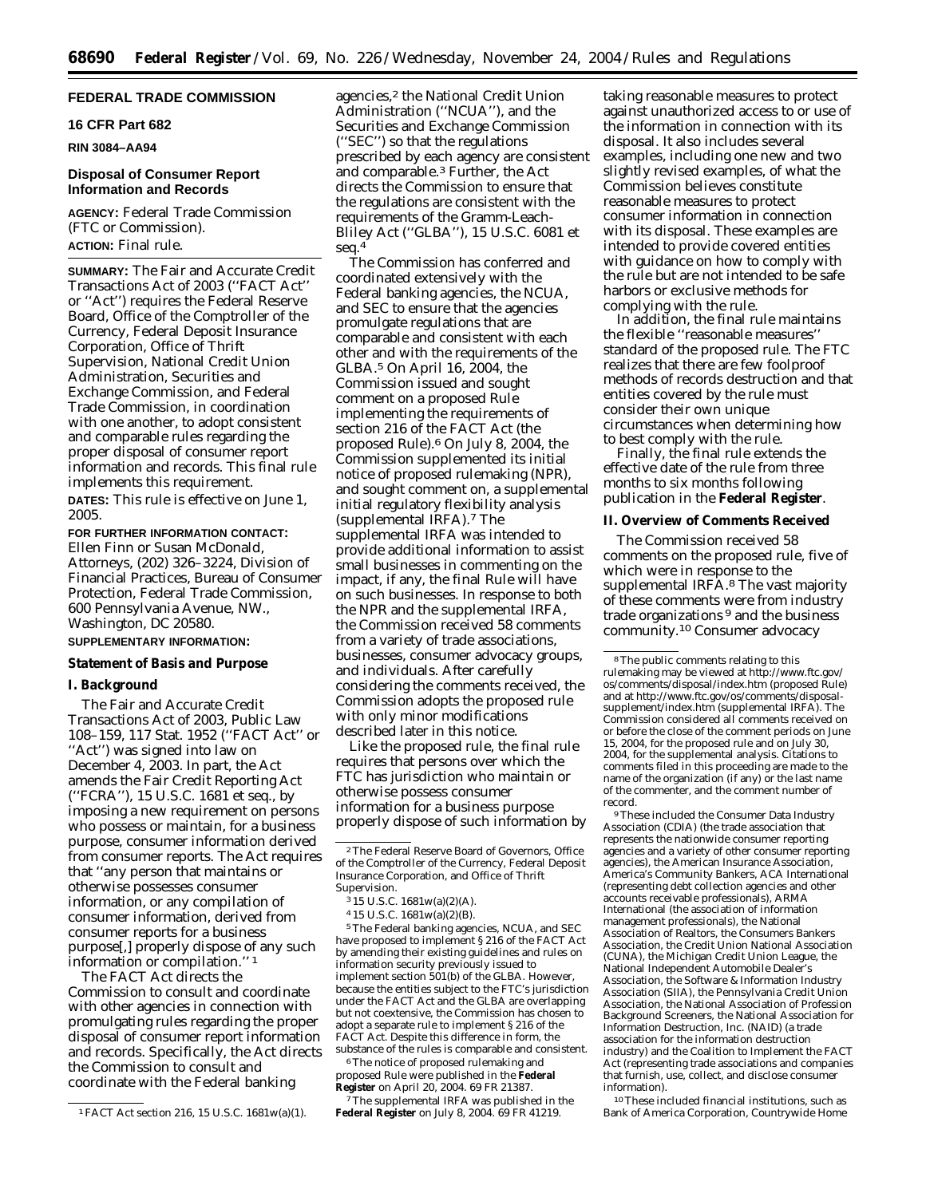## FEDERAL TRADE COMMISSION

### 16 CFR Part 682

**RIN 3084–AA94**

### Disposal of Consumer Report Information and Records

**AGENCY:** Federal Trade Commission (FTC or Commission).

**ACTION:** Final rule.

---

**SUMMARY:** The Fair and Accurate Credit Transactions Act of 2003 (''FACT Act'' or ''Act'') requires the Federal Reserve Board, Office of the Comptroller of the Currency, Federal Deposit Insurance Corporation, Office of Thrift Supervision, National Credit Union Administration, Securities and Exchange Commission, and Federal Trade Commission, in coordination with one another, to adopt consistent and comparable rules regarding the proper disposal of consumer report information and records. This final rule implements this requirement.

**DATES:** This rule is effective on June 1, 2005.

**FOR FURTHER INFORMATION CONTACT:** Ellen Finn or Susan McDonald, Attorneys, (202) 326–3224, Division of Financial Practices, Bureau of Consumer Protection, Federal Trade Commission, 600 Pennsylvania Avenue, NW., Washington, DC 20580.

**SUPPLEMENTARY INFORMATION:**

## Statement of Basis and Purpose

### I. Background

The Fair and Accurate Credit Transactions Act of 2003, Public Law 108–159, 117 Stat. 1952 (''FACT Act'' or ''Act'') was signed into law on December 4, 2003. In part, the Act amends the Fair Credit Reporting Act (''FCRA''), 15 U.S.C. 1681 et seq., by imposing a new requirement on persons who possess or maintain, for a business purpose, consumer information derived from consumer reports. The Act requires that ''any person that maintains or otherwise possesses consumer information, or any compilation of consumer information, derived from consumer reports for a business purpose[,] properly dispose of any such information or compilation.'' [1]

The FACT Act directs the Commission to consult and coordinate with other agencies in connection with promulgating rules regarding the proper disposal of consumer report information and records. Specifically, the Act directs the Commission to consult and coordinate with the Federal banking agencies,[2] the National Credit Union Administration (''NCUA''), and the Securities and Exchange Commission (''SEC'') so that the regulations prescribed by each agency are consistent and comparable.[3] Further, the Act directs the Commission to ensure that the regulations are consistent with the requirements of the Gramm-Leach-Bliley Act (''GLBA''), 15 U.S.C. 6081 et seq.[4]

The Commission has conferred and coordinated extensively with the Federal banking agencies, the NCUA, and SEC to ensure that the agencies promulgate regulations that are comparable and consistent with each other and with the requirements of the GLBA.[5] On April 16, 2004, the Commission issued and sought comment on a proposed Rule implementing the requirements of section 216 of the FACT Act (the proposed Rule).[6] On July 8, 2004, the Commission supplemented its initial notice of proposed rulemaking (NPR), and sought comment on, a supplemental initial regulatory flexibility analysis (supplemental IRFA).[7] The supplemental IRFA was intended to provide additional information to assist small businesses in commenting on the impact, if any, the final Rule will have on such businesses. In response to both the NPR and the supplemental IRFA, the Commission received 58 comments from a variety of trade associations, businesses, consumer advocacy groups, and individuals. After carefully considering the comments received, the Commission adopts the proposed rule with only minor modifications described later in this notice.

Like the proposed rule, the final rule requires that persons over which the FTC has jurisdiction who maintain or otherwise possess consumer information for a business purpose properly dispose of such information by taking reasonable measures to protect against unauthorized access to or use of the information in connection with its disposal. It also includes several examples, including one new and two slightly revised examples, of what the Commission believes constitute reasonable measures to protect consumer information in connection with its disposal. These examples are intended to provide covered entities with guidance on how to comply with the rule but are not intended to be safe harbors or exclusive methods for complying with the rule.

In addition, the final rule maintains the flexible ''reasonable measures'' standard of the proposed rule. The FTC realizes that there are few foolproof methods of records destruction and that entities covered by the rule must consider their own unique circumstances when determining how to best comply with the rule.

Finally, the final rule extends the effective date of the rule from three months to six months following publication in the **Federal Register**.

### II. Overview of Comments Received

The Commission received 58 comments on the proposed rule, five of which were in response to the supplemental IRFA.[8] The vast majority of these comments were from industry trade organizations [9] and the business community.[10] Consumer advocacy

---

[1] FACT Act section 216, 15 U.S.C. 1681w(a)(1).

[2] The Federal Reserve Board of Governors, Office of the Comptroller of the Currency, Federal Deposit Insurance Corporation, and Office of Thrift Supervision.

[3] 15 U.S.C. 1681w(a)(2)(A).

[4] 15 U.S.C. 1681w(a)(2)(B).

[5] The Federal banking agencies, NCUA, and SEC have proposed to implement § 216 of the FACT Act by amending their existing guidelines and rules on information security previously issued to implement section 501(b) of the GLBA. However, because the entities subject to the FTC's jurisdiction under the FACT Act and the GLBA are overlapping but not coextensive, the Commission has chosen to adopt a separate rule to implement § 216 of the FACT Act. Despite this difference in form, the substance of the rules is comparable and consistent.

[6] The notice of proposed rulemaking and proposed Rule were published in the **Federal Register** on April 20, 2004. 69 FR 21387.

[7] The supplemental IRFA was published in the **Federal Register** on July 8, 2004. 69 FR 41219.

[8] The public comments relating to this rulemaking may be viewed at http://www.ftc.gov/os/comments/disposal/index.htm (proposed Rule) and at http://www.ftc.gov/os/comments/disposal-supplement/index.htm (supplemental IRFA). The Commission considered all comments received on or before the close of the comment periods on June 15, 2004, for the proposed rule and on July 30, 2004, for the supplemental analysis. Citations to comments filed in this proceeding are made to the name of the organization (if any) or the last name of the commenter, and the comment number of record.

[9] These included the Consumer Data Industry Association (CDIA) (the trade association that represents the nationwide consumer reporting agencies and a variety of other consumer reporting agencies), the American Insurance Association, America's Community Bankers, ACA International (representing debt collection agencies and other accounts receivable professionals), ARMA International (the association of information management professionals), the National Association of Realtors, the Consumers Bankers Association, the Credit Union National Association (CUNA), the Michigan Credit Union League, the National Independent Automobile Dealer's Association, the Software & Information Industry Association (SIIA), the Pennsylvania Credit Union Association, the National Association of Profession Background Screeners, the National Association for Information Destruction, Inc. (NAID) (a trade association for the information destruction industry) and the Coalition to Implement the FACT Act (representing trade associations and companies that furnish, use, collect, and disclose consumer information).

[10] These included financial institutions, such as Bank of America Corporation, Countrywide Home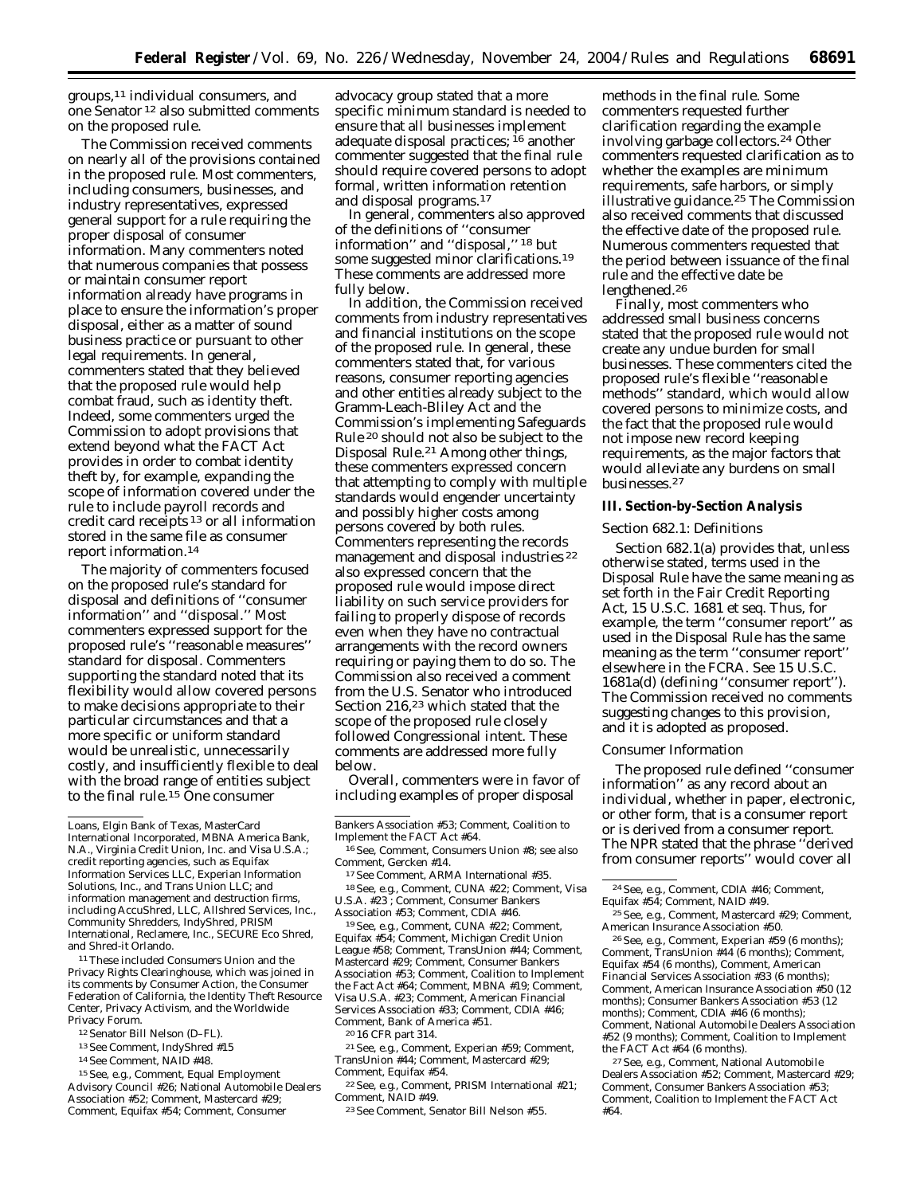groups,[11] individual consumers, and one Senator [12] also submitted comments on the proposed rule.

The Commission received comments on nearly all of the provisions contained in the proposed rule. Most commenters, including consumers, businesses, and industry representatives, expressed general support for a rule requiring the proper disposal of consumer information. Many commenters noted that numerous companies that possess or maintain consumer report information already have programs in place to ensure the information's proper disposal, either as a matter of sound business practice or pursuant to other legal requirements. In general, commenters stated that they believed that the proposed rule would help combat fraud, such as identity theft. Indeed, some commenters urged the Commission to adopt provisions that extend beyond what the FACT Act provides in order to combat identity theft by, for example, expanding the scope of information covered under the rule to include payroll records and credit card receipts [13] or all information stored in the same file as consumer report information.[14]

The majority of commenters focused on the proposed rule's standard for disposal and definitions of ''consumer information'' and ''disposal.'' Most commenters expressed support for the proposed rule's ''reasonable measures'' standard for disposal. Commenters supporting the standard noted that its flexibility would allow covered persons to make decisions appropriate to their particular circumstances and that a more specific or uniform standard would be unrealistic, unnecessarily costly, and insufficiently flexible to deal with the broad range of entities subject to the final rule.[15] One consumer advocacy group stated that a more specific minimum standard is needed to ensure that all businesses implement adequate disposal practices; [16] another commenter suggested that the final rule should require covered persons to adopt formal, written information retention and disposal programs.[17]

In general, commenters also approved of the definitions of ''consumer information'' and ''disposal,'' [18] but some suggested minor clarifications.[19] These comments are addressed more fully below.

In addition, the Commission received comments from industry representatives and financial institutions on the scope of the proposed rule. In general, these commenters stated that, for various reasons, consumer reporting agencies and other entities already subject to the Gramm-Leach-Bliley Act and the Commission's implementing Safeguards Rule [20] should not also be subject to the Disposal Rule.[21] Among other things, these commenters expressed concern that attempting to comply with multiple standards would engender uncertainty and possibly higher costs among persons covered by both rules. Commenters representing the records management and disposal industries [22] also expressed concern that the proposed rule would impose direct liability on such service providers for failing to properly dispose of records even when they have no contractual arrangements with the record owners requiring or paying them to do so. The Commission also received a comment from the U.S. Senator who introduced Section 216,[23] which stated that the scope of the proposed rule closely followed Congressional intent. These comments are addressed more fully below.

Overall, commenters were in favor of including examples of proper disposal methods in the final rule. Some commenters requested further clarification regarding the example involving garbage collectors.[24] Other commenters requested clarification as to whether the examples are minimum requirements, safe harbors, or simply illustrative guidance.[25] The Commission also received comments that discussed the effective date of the proposed rule. Numerous commenters requested that the period between issuance of the final rule and the effective date be lengthened.[26]

Finally, most commenters who addressed small business concerns stated that the proposed rule would not create any undue burden for small businesses. These commenters cited the proposed rule's flexible ''reasonable methods'' standard, which would allow covered persons to minimize costs, and the fact that the proposed rule would not impose new record keeping requirements, as the major factors that would alleviate any burdens on small businesses.[27]

## III. Section-by-Section Analysis

### Section 682.1: Definitions

Section 682.1(a) provides that, unless otherwise stated, terms used in the Disposal Rule have the same meaning as set forth in the Fair Credit Reporting Act, 15 U.S.C. 1681 et seq. Thus, for example, the term ''consumer report'' as used in the Disposal Rule has the same meaning as the term ''consumer report'' elsewhere in the FCRA. See 15 U.S.C. 1681a(d) (defining ''consumer report''). The Commission received no comments suggesting changes to this provision, and it is adopted as proposed.

### Consumer Information

The proposed rule defined ''consumer information'' as any record about an individual, whether in paper, electronic, or other form, that is a consumer report or is derived from a consumer report. The NPR stated that the phrase ''derived from consumer reports'' would cover all

---

Loans, Elgin Bank of Texas, MasterCard International Incorporated, MBNA America Bank, N.A., Virginia Credit Union, Inc. and Visa U.S.A.; credit reporting agencies, such as Equifax Information Services LLC, Experian Information Solutions, Inc., and Trans Union LLC; and information management and destruction firms, including AccuShred, LLC, Allshred Services, Inc., Community Shredders, IndyShred, PRISM International, Reclamere, Inc., SECURE Eco Shred, and Shred-it Orlando.

[11] These included Consumers Union and the Privacy Rights Clearinghouse, which was joined in its comments by Consumer Action, the Consumer Federation of California, the Identity Theft Resource Center, Privacy Activism, and the Worldwide Privacy Forum.

[12] Senator Bill Nelson (D–FL).

[13] See Comment, IndyShred #15

[14] See Comment, NAID #48.

[15] See, e.g., Comment, Equal Employment Advisory Council #26; National Automobile Dealers Association #52; Comment, Mastercard #29; Comment, Equifax #54; Comment, Consumer Bankers Association #53; Comment, Coalition to Implement the FACT Act #64.

[16] See, Comment, Consumers Union #8; see also Comment, Gercken #14.

[17] See Comment, ARMA International #35.

[18] See, e.g., Comment, CUNA #22; Comment, Visa U.S.A. #23 ; Comment, Consumer Bankers Association #53; Comment, CDIA #46.

[19] See, e.g., Comment, CUNA #22; Comment, Equifax #54; Comment, Michigan Credit Union League #58; Comment, TransUnion #44; Comment, Mastercard #29; Comment, Consumer Bankers Association #53; Comment, Coalition to Implement the Fact Act #64; Comment, MBNA #19; Comment, Visa U.S.A. #23; Comment, American Financial Services Association #33; Comment, CDIA #46; Comment, Bank of America #51.

[20] 16 CFR part 314.

[21] See, e.g., Comment, Experian #59; Comment, TransUnion #44; Comment, Mastercard #29; Comment, Equifax #54.

[22] See, e.g., Comment, PRISM International #21; Comment, NAID #49.

[23] See Comment, Senator Bill Nelson #55.

[24] See, e.g., Comment, CDIA #46; Comment, Equifax #54; Comment, NAID #49.

[25] See, e.g., Comment, Mastercard #29; Comment, American Insurance Association #50.

[26] See, e.g., Comment, Experian #59 (6 months); Comment, TransUnion #44 (6 months); Comment, Equifax #54 (6 months), Comment, American Financial Services Association #33 (6 months); Comment, American Insurance Association #50 (12 months); Consumer Bankers Association #53 (12 months); Comment, CDIA #46 (6 months); Comment, National Automobile Dealers Association #52 (9 months); Comment, Coalition to Implement the FACT Act #64 (6 months).

[27] See, e.g., Comment, National Automobile Dealers Association #52; Comment, Mastercard #29; Comment, Consumer Bankers Association #53; Comment, Coalition to Implement the FACT Act #64.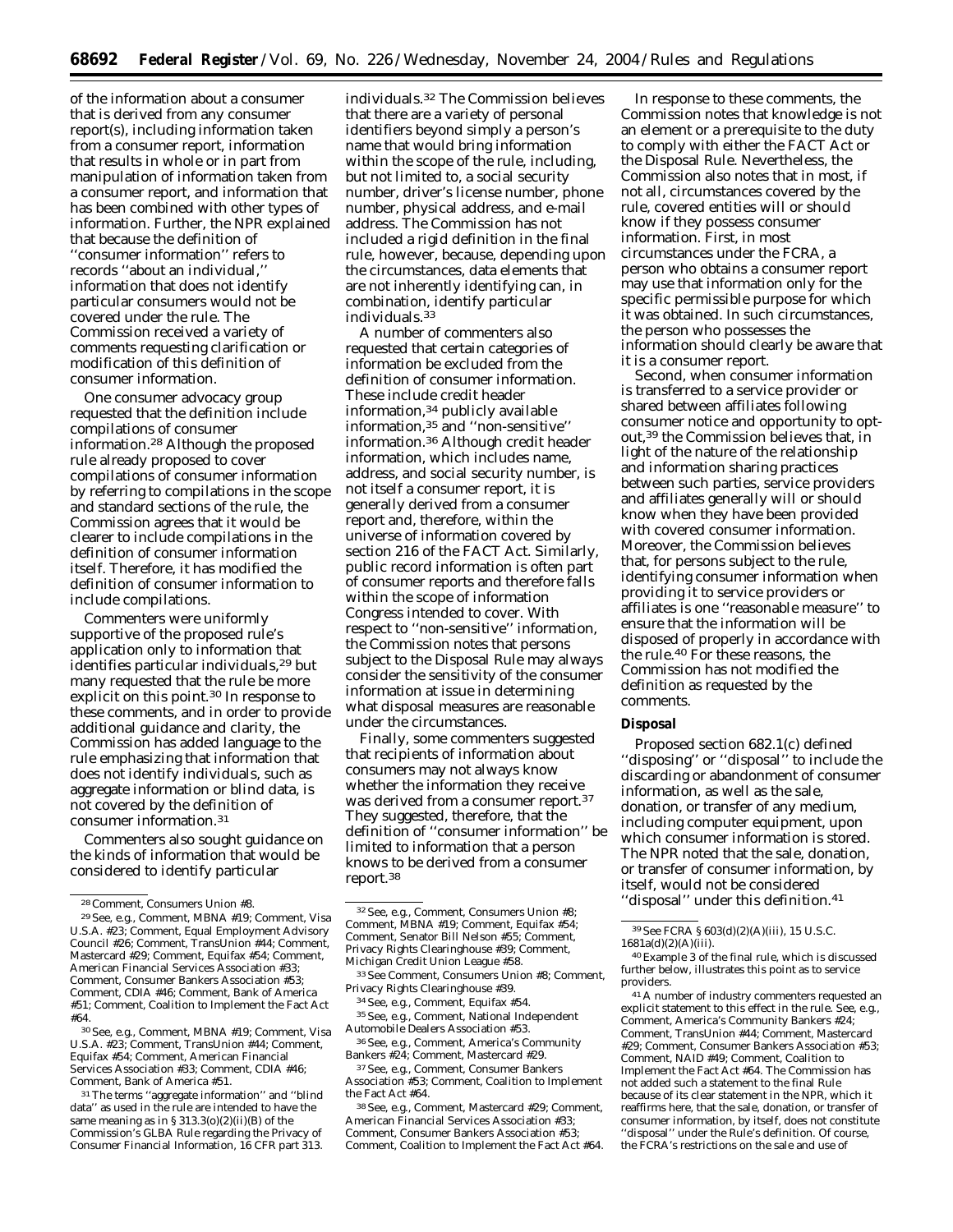of the information about a consumer that is derived from any consumer report(s), including information taken from a consumer report, information that results in whole or in part from manipulation of information taken from a consumer report, and information that has been combined with other types of information. Further, the NPR explained that because the definition of ''consumer information'' refers to records ''about an individual,'' information that does not identify particular consumers would not be covered under the rule. The Commission received a variety of comments requesting clarification or modification of this definition of consumer information.

One consumer advocacy group requested that the definition include compilations of consumer information.[28] Although the proposed rule already proposed to cover compilations of consumer information by referring to compilations in the scope and standard sections of the rule, the Commission agrees that it would be clearer to include compilations in the definition of consumer information itself. Therefore, it has modified the definition of consumer information to include compilations.

Commenters were uniformly supportive of the proposed rule's application only to information that identifies particular individuals,[29] but many requested that the rule be more explicit on this point.[30] In response to these comments, and in order to provide additional guidance and clarity, the Commission has added language to the rule emphasizing that information that does not identify individuals, such as aggregate information or blind data, is not covered by the definition of consumer information.[31]

Commenters also sought guidance on the kinds of information that would be considered to identify particular individuals.[32] The Commission believes that there are a variety of personal identifiers beyond simply a person's name that would bring information within the scope of the rule, including, but not limited to, a social security number, driver's license number, phone number, physical address, and e-mail address. The Commission has not included a rigid definition in the final rule, however, because, depending upon the circumstances, data elements that are not inherently identifying can, in combination, identify particular individuals.[33]

A number of commenters also requested that certain categories of information be excluded from the definition of consumer information. These include credit header information,[34] publicly available information,[35] and ''non-sensitive'' information.[36] Although credit header information, which includes name, address, and social security number, is not itself a consumer report, it is generally derived from a consumer report and, therefore, within the universe of information covered by section 216 of the FACT Act. Similarly, public record information is often part of consumer reports and therefore falls within the scope of information Congress intended to cover. With respect to ''non-sensitive'' information, the Commission notes that persons subject to the Disposal Rule may always consider the sensitivity of the consumer information at issue in determining what disposal measures are reasonable under the circumstances.

Finally, some commenters suggested that recipients of information about consumers may not always know whether the information they receive was derived from a consumer report.[37] They suggested, therefore, that the definition of ''consumer information'' be limited to information that a person knows to be derived from a consumer report.[38]

In response to these comments, the Commission notes that knowledge is not an element or a prerequisite to the duty to comply with either the FACT Act or the Disposal Rule. Nevertheless, the Commission also notes that in most, if not all, circumstances covered by the rule, covered entities will or should know if they possess consumer information. First, in most circumstances under the FCRA, a person who obtains a consumer report may use that information only for the specific permissible purpose for which it was obtained. In such circumstances, the person who possesses the information should clearly be aware that it is a consumer report.

Second, when consumer information is transferred to a service provider or shared between affiliates following consumer notice and opportunity to opt-out,[39] the Commission believes that, in light of the nature of the relationship and information sharing practices between such parties, service providers and affiliates generally will or should know when they have been provided with covered consumer information. Moreover, the Commission believes that, for persons subject to the rule, identifying consumer information when providing it to service providers or affiliates is one ''reasonable measure'' to ensure that the information will be disposed of properly in accordance with the rule.[40] For these reasons, the Commission has not modified the definition as requested by the comments.

**Disposal**

Proposed section 682.1(c) defined ''disposing'' or ''disposal'' to include the discarding or abandonment of consumer information, as well as the sale, donation, or transfer of any medium, including computer equipment, upon which consumer information is stored. The NPR noted that the sale, donation, or transfer of consumer information, by itself, would not be considered ''disposal'' under this definition.[41]

---

[28] Comment, Consumers Union #8.

[29] See, e.g., Comment, MBNA #19; Comment, Visa U.S.A. #23; Comment, Equal Employment Advisory Council #26; Comment, TransUnion #44; Comment, Mastercard #29; Comment, Equifax #54; Comment, American Financial Services Association #33; Comment, Consumer Bankers Association #53; Comment, CDIA #46; Comment, Bank of America #51; Comment, Coalition to Implement the Fact Act #64.

[30] See, e.g., Comment, MBNA #19; Comment, Visa U.S.A. #23; Comment, TransUnion #44; Comment, Equifax #54; Comment, American Financial Services Association #33; Comment, CDIA #46; Comment, Bank of America #51.

[31] The terms ''aggregate information'' and ''blind data'' as used in the rule are intended to have the same meaning as in § 313.3(o)(2)(ii)(B) of the Commission's GLBA Rule regarding the Privacy of Consumer Financial Information, 16 CFR part 313.

[32] See, e.g., Comment, Consumers Union #8; Comment, MBNA #19; Comment, Equifax #54; Comment, Senator Bill Nelson #55; Comment, Privacy Rights Clearinghouse #39; Comment, Michigan Credit Union League #58.

[33] See Comment, Consumers Union #8; Comment, Privacy Rights Clearinghouse #39.

[34] See, e.g., Comment, Equifax #54.

[35] See, e.g., Comment, National Independent Automobile Dealers Association #53.

[36] See, e.g., Comment, America's Community Bankers #24; Comment, Mastercard #29.

[37] See, e.g., Comment, Consumer Bankers Association #53; Comment, Coalition to Implement the Fact Act #64.

[38] See, e.g., Comment, Mastercard #29; Comment, American Financial Services Association #33; Comment, Consumer Bankers Association #53; Comment, Coalition to Implement the Fact Act #64.

[39] See FCRA § 603(d)(2)(A)(iii), 15 U.S.C. 1681a(d)(2)(A)(iii).

[40] Example 3 of the final rule, which is discussed further below, illustrates this point as to service providers.

[41] A number of industry commenters requested an explicit statement to this effect in the rule. See, e.g., Comment, America's Community Bankers #24; Comment, TransUnion #44; Comment, Mastercard #29; Comment, Consumer Bankers Association #53; Comment, NAID #49; Comment, Coalition to Implement the Fact Act #64. The Commission has not added such a statement to the final Rule because of its clear statement in the NPR, which it reaffirms here, that the sale, donation, or transfer of consumer information, by itself, does not constitute ''disposal'' under the Rule's definition. Of course, the FCRA's restrictions on the sale and use of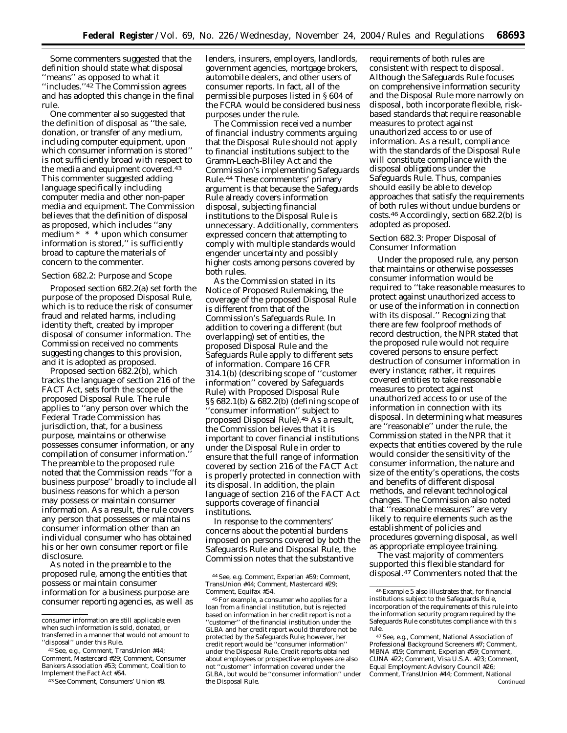Some commenters suggested that the definition should state what disposal ''means'' as opposed to what it ''includes.''[42] The Commission agrees and has adopted this change in the final rule.

One commenter also suggested that the definition of disposal as ''the sale, donation, or transfer of any medium, including computer equipment, upon which consumer information is stored'' is not sufficiently broad with respect to the media and equipment covered.[43] This commenter suggested adding language specifically including computer media and other non-paper media and equipment. The Commission believes that the definition of disposal as proposed, which includes ''any medium * * * upon which consumer information is stored,'' is sufficiently broad to capture the materials of concern to the commenter.

### Section 682.2: Purpose and Scope

Proposed section 682.2(a) set forth the purpose of the proposed Disposal Rule, which is to reduce the risk of consumer fraud and related harms, including identity theft, created by improper disposal of consumer information. The Commission received no comments suggesting changes to this provision, and it is adopted as proposed.

Proposed section 682.2(b), which tracks the language of section 216 of the FACT Act, sets forth the scope of the proposed Disposal Rule. The rule applies to ''any person over which the Federal Trade Commission has jurisdiction, that, for a business purpose, maintains or otherwise possesses consumer information, or any compilation of consumer information.'' The preamble to the proposed rule noted that the Commission reads ''for a business purpose'' broadly to include all business reasons for which a person may possess or maintain consumer information. As a result, the rule covers any person that possesses or maintains consumer information other than an individual consumer who has obtained his or her own consumer report or file disclosure.

As noted in the preamble to the proposed rule, among the entities that possess or maintain consumer information for a business purpose are consumer reporting agencies, as well as lenders, insurers, employers, landlords, government agencies, mortgage brokers, automobile dealers, and other users of consumer reports. In fact, all of the permissible purposes listed in § 604 of the FCRA would be considered business purposes under the rule.

The Commission received a number of financial industry comments arguing that the Disposal Rule should not apply to financial institutions subject to the Gramm-Leach-Bliley Act and the Commission's implementing Safeguards Rule.[44] These commenters' primary argument is that because the Safeguards Rule already covers information disposal, subjecting financial institutions to the Disposal Rule is unnecessary. Additionally, commenters expressed concern that attempting to comply with multiple standards would engender uncertainty and possibly higher costs among persons covered by both rules.

As the Commission stated in its Notice of Proposed Rulemaking, the coverage of the proposed Disposal Rule is different from that of the Commission's Safeguards Rule. In addition to covering a different (but overlapping) set of entities, the proposed Disposal Rule and the Safeguards Rule apply to different sets of information. *Compare* 16 CFR 314.1(b) (describing scope of ''customer information'' covered by Safeguards Rule) *with* Proposed Disposal Rule §§ 682.1(b) & 682.2(b) (defining scope of ''consumer information'' subject to proposed Disposal Rule).[45] As a result, the Commission believes that it is important to cover financial institutions under the Disposal Rule in order to ensure that the full range of information covered by section 216 of the FACT Act is properly protected in connection with its disposal. In addition, the plain language of section 216 of the FACT Act supports coverage of financial institutions.

In response to the commenters' concerns about the potential burdens imposed on persons covered by both the Safeguards Rule and Disposal Rule, the Commission notes that the substantive requirements of both rules are consistent with respect to disposal. Although the Safeguards Rule focuses on comprehensive information security and the Disposal Rule more narrowly on disposal, both incorporate flexible, risk-based standards that require reasonable measures to protect against unauthorized access to or use of information. As a result, compliance with the standards of the Disposal Rule will constitute compliance with the disposal obligations under the Safeguards Rule. Thus, companies should easily be able to develop approaches that satisfy the requirements of both rules without undue burdens or costs.[46] Accordingly, section 682.2(b) is adopted as proposed.

### Section 682.3: Proper Disposal of Consumer Information

Under the proposed rule, any person that maintains or otherwise possesses consumer information would be required to ''take reasonable measures to protect against unauthorized access to or use of the information in connection with its disposal.'' Recognizing that there are few foolproof methods of record destruction, the NPR stated that the proposed rule would not require covered persons to ensure perfect destruction of consumer information in every instance; rather, it requires covered entities to take reasonable measures to protect against unauthorized access to or use of the information in connection with its disposal. In determining what measures are ''reasonable'' under the rule, the Commission stated in the NPR that it expects that entities covered by the rule would consider the sensitivity of the consumer information, the nature and size of the entity's operations, the costs and benefits of different disposal methods, and relevant technological changes. The Commission also noted that ''reasonable measures'' are very likely to require elements such as the establishment of policies and procedures governing disposal, as well as appropriate employee training.

The vast majority of commenters supported this flexible standard for disposal.[47] Commenters noted that the

---

consumer information are still applicable even when such information is sold, donated, or transferred in a manner that would not amount to ''disposal'' under this Rule.

[42] *See, e.g.,* Comment, TransUnion #44; Comment, Mastercard #29; Comment, Consumer Bankers Association #53; Comment, Coalition to Implement the Fact Act #64.

[43] *See* Comment, Consumers' Union #8.

[44] *See, e.g.* Comment, Experian #59; Comment, TransUnion #44; Comment, Mastercard #29; Comment, Equifax #54.

[45] For example, a consumer who applies for a loan from a financial institution, but is rejected based on information in her credit report is not a ''customer'' of the financial institution under the GLBA and her credit report would therefore not be protected by the Safeguards Rule; however, her credit report would be ''consumer information'' under the Disposal Rule. Credit reports obtained about employees or prospective employees are also not ''customer'' information covered under the GLBA, but would be ''consumer information'' under the Disposal Rule.

[46] Example 5 also illustrates that, for financial institutions subject to the Safeguards Rule, incorporation of the requirements of this rule into the information security program required by the Safeguards Rule constitutes compliance with this rule.

[47] *See, e.g.,* Comment, National Association of Professional Background Screeners #7; Comment, MBNA #19; Comment, Experian #59; Comment, CUNA #22; Comment, Visa U.S.A. #23; Comment, Equal Employment Advisory Council #26; Comment, TransUnion #44; Comment, National *Continued*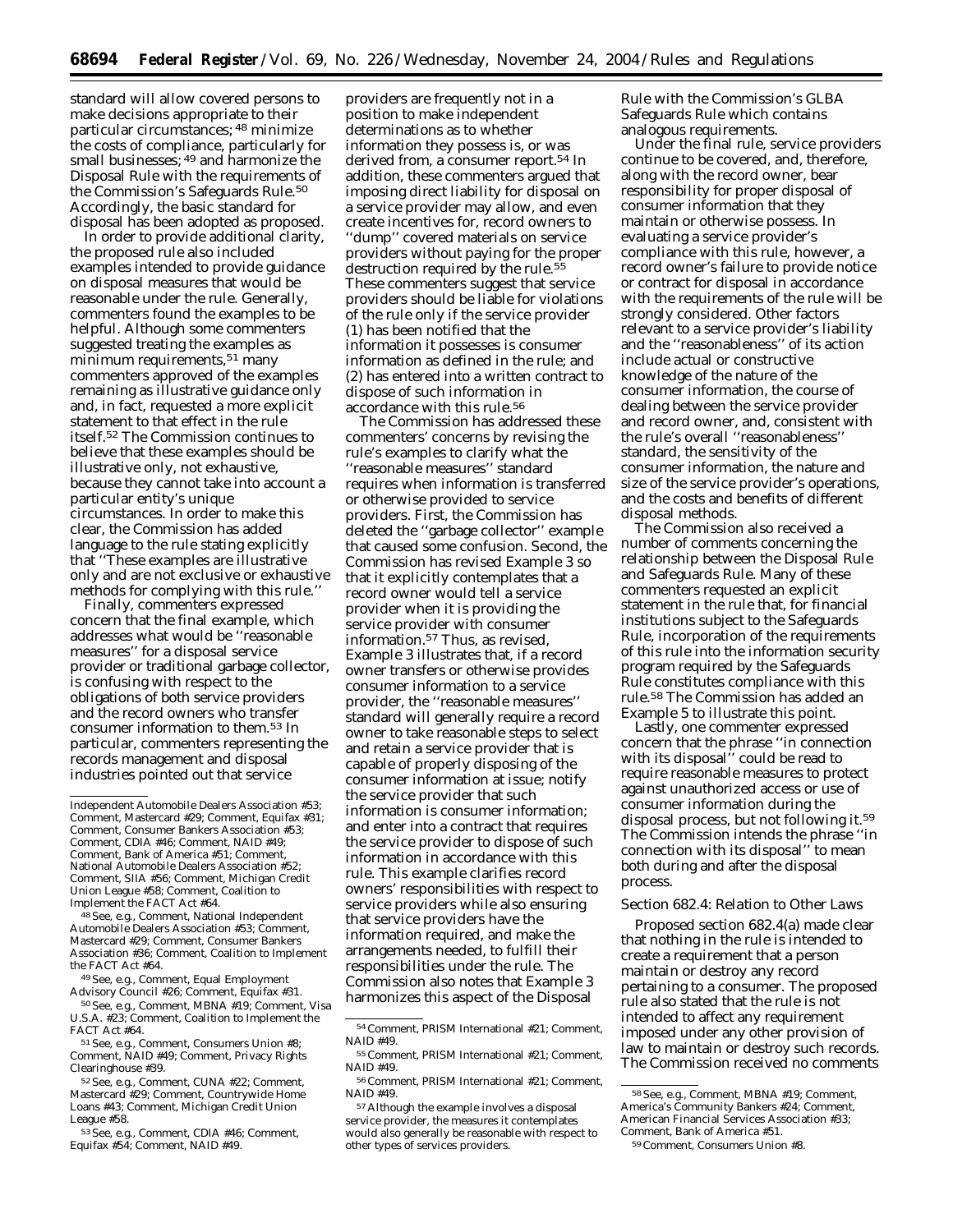standard will allow covered persons to make decisions appropriate to their particular circumstances; [48] minimize the costs of compliance, particularly for small businesses; [49] and harmonize the Disposal Rule with the requirements of the Commission's Safeguards Rule.[50] Accordingly, the basic standard for disposal has been adopted as proposed.

In order to provide additional clarity, the proposed rule also included examples intended to provide guidance on disposal measures that would be reasonable under the rule. Generally, commenters found the examples to be helpful. Although some commenters suggested treating the examples as minimum requirements,[51] many commenters approved of the examples remaining as illustrative guidance only and, in fact, requested a more explicit statement to that effect in the rule itself.[52] The Commission continues to believe that these examples should be illustrative only, not exhaustive, because they cannot take into account a particular entity's unique circumstances. In order to make this clear, the Commission has added language to the rule stating explicitly that ''These examples are illustrative only and are not exclusive or exhaustive methods for complying with this rule.''

Finally, commenters expressed concern that the final example, which addresses what would be ''reasonable measures'' for a disposal service provider or traditional garbage collector, is confusing with respect to the obligations of both service providers and the record owners who transfer consumer information to them.[53] In particular, commenters representing the records management and disposal industries pointed out that service providers are frequently not in a position to make independent determinations as to whether information they possess is, or was derived from, a consumer report.[54] In addition, these commenters argued that imposing direct liability for disposal on a service provider may allow, and even create incentives for, record owners to ''dump'' covered materials on service providers without paying for the proper destruction required by the rule.[55] These commenters suggest that service providers should be liable for violations of the rule only if the service provider (1) has been notified that the information it possesses is consumer information as defined in the rule; and (2) has entered into a written contract to dispose of such information in accordance with this rule.[56]

The Commission has addressed these commenters' concerns by revising the rule's examples to clarify what the ''reasonable measures'' standard requires when information is transferred or otherwise provided to service providers. First, the Commission has deleted the ''garbage collector'' example that caused some confusion. Second, the Commission has revised Example 3 so that it explicitly contemplates that a record owner would tell a service provider when it is providing the service provider with consumer information.[57] Thus, as revised, Example 3 illustrates that, if a record owner transfers or otherwise provides consumer information to a service provider, the ''reasonable measures'' standard will generally require a record owner to take reasonable steps to select and retain a service provider that is capable of properly disposing of the consumer information at issue; notify the service provider that such information is consumer information; and enter into a contract that requires the service provider to dispose of such information in accordance with this rule. This example clarifies record owners' responsibilities with respect to service providers while also ensuring that service providers have the information required, and make the arrangements needed, to fulfill their responsibilities under the rule. The Commission also notes that Example 3 harmonizes this aspect of the Disposal Rule with the Commission's GLBA Safeguards Rule which contains analogous requirements.

Under the final rule, service providers continue to be covered, and, therefore, along with the record owner, bear responsibility for proper disposal of consumer information that they maintain or otherwise possess. In evaluating a service provider's compliance with this rule, however, a record owner's failure to provide notice or contract for disposal in accordance with the requirements of the rule will be strongly considered. Other factors relevant to a service provider's liability and the ''reasonableness'' of its action include actual or constructive knowledge of the nature of the consumer information, the course of dealing between the service provider and record owner, and, consistent with the rule's overall ''reasonableness'' standard, the sensitivity of the consumer information, the nature and size of the service provider's operations, and the costs and benefits of different disposal methods.

The Commission also received a number of comments concerning the relationship between the Disposal Rule and Safeguards Rule. Many of these commenters requested an explicit statement in the rule that, for financial institutions subject to the Safeguards Rule, incorporation of the requirements of this rule into the information security program required by the Safeguards Rule constitutes compliance with this rule.[58] The Commission has added an Example 5 to illustrate this point.

Lastly, one commenter expressed concern that the phrase ''in connection with its disposal'' could be read to require reasonable measures to protect against unauthorized access or use of consumer information during the disposal process, but not following it.[59] The Commission intends the phrase ''in connection with its disposal'' to mean both during and after the disposal process.

*Section 682.4: Relation to Other Laws*

Proposed section 682.4(a) made clear that nothing in the rule is intended to create a requirement that a person maintain or destroy any record pertaining to a consumer. The proposed rule also stated that the rule is not intended to affect any requirement imposed under any other provision of law to maintain or destroy such records. The Commission received no comments

---

Independent Automobile Dealers Association #53; Comment, Mastercard #29; Comment, Equifax #31; Comment, Consumer Bankers Association #53; Comment, CDIA #46; Comment, NAID #49; Comment, Bank of America #51; Comment, National Automobile Dealers Association #52; Comment, SIIA #56; Comment, Michigan Credit Union League #58; Comment, Coalition to Implement the FACT Act #64.

[48] See, e.g., Comment, National Independent Automobile Dealers Association #53; Comment, Mastercard #29; Comment, Consumer Bankers Association #36; Comment, Coalition to Implement the FACT Act #64.

[49] See, e.g., Comment, Equal Employment Advisory Council #26; Comment, Equifax #31.

[50] See, e.g., Comment, MBNA #19; Comment, Visa U.S.A. #23; Comment, Coalition to Implement the FACT Act #64.

[51] See, e.g., Comment, Consumers Union #8; Comment, NAID #49; Comment, Privacy Rights Clearinghouse #39.

[52] See, e.g., Comment, CUNA #22; Comment, Mastercard #29; Comment, Countrywide Home Loans #43; Comment, Michigan Credit Union League #58.

[53] See, e.g., Comment, CDIA #46; Comment, Equifax #54; Comment, NAID #49.

[54] Comment, PRISM International #21; Comment, NAID #49.

[55] Comment, PRISM International #21; Comment, NAID #49.

[56] Comment, PRISM International #21; Comment, NAID #49.

[57] Although the example involves a disposal service provider, the measures it contemplates would also generally be reasonable with respect to other types of services providers.

[58] See, e.g., Comment, MBNA #19; Comment, America's Community Bankers #24; Comment, American Financial Services Association #33; Comment, Bank of America #51.

[59] Comment, Consumers Union #8.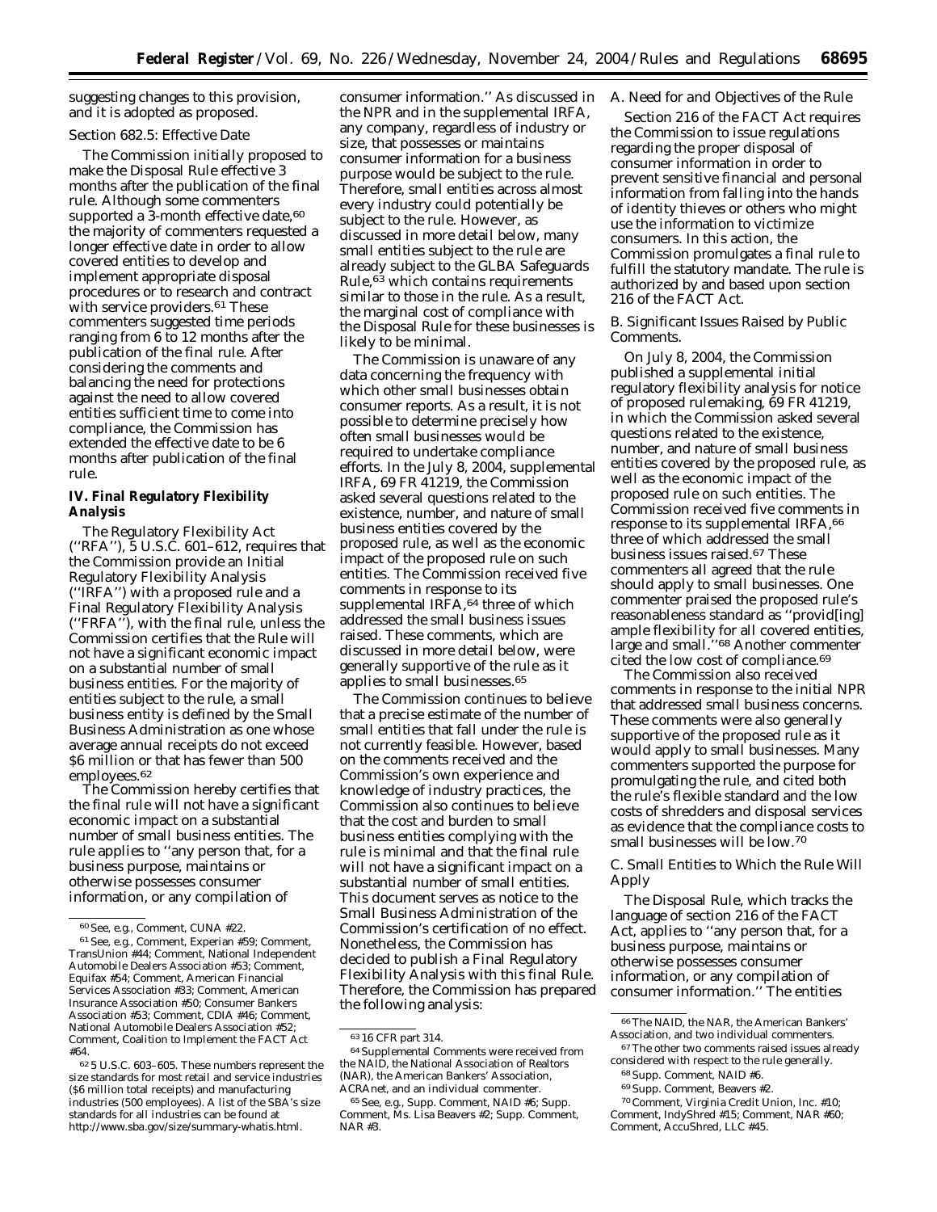suggesting changes to this provision, and it is adopted as proposed.

*Section 682.5: Effective Date*

The Commission initially proposed to make the Disposal Rule effective 3 months after the publication of the final rule. Although some commenters supported a 3-month effective date,[60] the majority of commenters requested a longer effective date in order to allow covered entities to develop and implement appropriate disposal procedures or to research and contract with service providers.[61] These commenters suggested time periods ranging from 6 to 12 months after the publication of the final rule. After considering the comments and balancing the need for protections against the need to allow covered entities sufficient time to come into compliance, the Commission has extended the effective date to be 6 months after publication of the final rule.

## IV. Final Regulatory Flexibility Analysis

The Regulatory Flexibility Act (''RFA''), 5 U.S.C. 601–612, requires that the Commission provide an Initial Regulatory Flexibility Analysis (''IRFA'') with a proposed rule and a Final Regulatory Flexibility Analysis (''FRFA''), with the final rule, unless the Commission certifies that the Rule will not have a significant economic impact on a substantial number of small business entities. For the majority of entities subject to the rule, a small business entity is defined by the Small Business Administration as one whose average annual receipts do not exceed $6 million or that has fewer than 500 employees.[62]

The Commission hereby certifies that the final rule will not have a significant economic impact on a substantial number of small business entities. The rule applies to ''any person that, for a business purpose, maintains or otherwise possesses consumer information, or any compilation of consumer information.'' As discussed in the NPR and in the supplemental IRFA, any company, regardless of industry or size, that possesses or maintains consumer information for a business purpose would be subject to the rule. Therefore, small entities across almost every industry could potentially be subject to the rule. However, as discussed in more detail below, many small entities subject to the rule are already subject to the GLBA Safeguards Rule,[63] which contains requirements similar to those in the rule. As a result, the marginal cost of compliance with the Disposal Rule for these businesses is likely to be minimal.

The Commission is unaware of any data concerning the frequency with which other small businesses obtain consumer reports. As a result, it is not possible to determine precisely how often small businesses would be required to undertake compliance efforts. In the July 8, 2004, supplemental IRFA, 69 FR 41219, the Commission asked several questions related to the existence, number, and nature of small business entities covered by the proposed rule, as well as the economic impact of the proposed rule on such entities. The Commission received five comments in response to its supplemental IRFA,[64] three of which addressed the small business issues raised. These comments, which are discussed in more detail below, were generally supportive of the rule as it applies to small businesses.[65]

The Commission continues to believe that a precise estimate of the number of small entities that fall under the rule is not currently feasible. However, based on the comments received and the Commission's own experience and knowledge of industry practices, the Commission also continues to believe that the cost and burden to small business entities complying with the rule is minimal and that the final rule will not have a significant impact on a substantial number of small entities. This document serves as notice to the Small Business Administration of the Commission's certification of no effect. Nonetheless, the Commission has decided to publish a Final Regulatory Flexibility Analysis with this final Rule. Therefore, the Commission has prepared the following analysis:

*A. Need for and Objectives of the Rule*

Section 216 of the FACT Act requires the Commission to issue regulations regarding the proper disposal of consumer information in order to prevent sensitive financial and personal information from falling into the hands of identity thieves or others who might use the information to victimize consumers. In this action, the Commission promulgates a final rule to fulfill the statutory mandate. The rule is authorized by and based upon section 216 of the FACT Act.

*B. Significant Issues Raised by Public Comments.*

On July 8, 2004, the Commission published a supplemental initial regulatory flexibility analysis for notice of proposed rulemaking, 69 FR 41219, in which the Commission asked several questions related to the existence, number, and nature of small business entities covered by the proposed rule, as well as the economic impact of the proposed rule on such entities. The Commission received five comments in response to its supplemental IRFA,[66] three of which addressed the small business issues raised.[67] These commenters all agreed that the rule should apply to small businesses. One commenter praised the proposed rule's reasonableness standard as ''provid[ing] ample flexibility for all covered entities, large and small.''[68] Another commenter cited the low cost of compliance.[69]

The Commission also received comments in response to the initial NPR that addressed small business concerns. These comments were also generally supportive of the proposed rule as it would apply to small businesses. Many commenters supported the purpose for promulgating the rule, and cited both the rule's flexible standard and the low costs of shredders and disposal services as evidence that the compliance costs to small businesses will be low.[70]

*C. Small Entities to Which the Rule Will Apply*

The Disposal Rule, which tracks the language of section 216 of the FACT Act, applies to ''any person that, for a business purpose, maintains or otherwise possesses consumer information, or any compilation of consumer information.'' The entities

---

[60] *See, e.g.*, Comment, CUNA #22.

[61] *See, e.g.*, Comment, Experian #59; Comment, TransUnion #44; Comment, National Independent Automobile Dealers Association #53; Comment, Equifax #54; Comment, American Financial Services Association #33; Comment, American Insurance Association #50; Consumer Bankers Association #53; Comment, CDIA #46; Comment, National Automobile Dealers Association #52; Comment, Coalition to Implement the FACT Act #64.

[62] 5 U.S.C. 603–605. These numbers represent the size standards for most retail and service industries ($6 million total receipts) and manufacturing industries (500 employees). A list of the SBA's size standards for all industries can be found at http://www.sba.gov/size/summary-whatis.html.

[63] 16 CFR part 314.

[64] Supplemental Comments were received from the NAID, the National Association of Realtors (NAR), the American Bankers' Association, ACRAnet, and an individual commenter.

[65] *See, e.g.*, Supp. Comment, NAID #6; Supp. Comment, Ms. Lisa Beavers #2; Supp. Comment, NAR #3.

[66] The NAID, the NAR, the American Bankers' Association, and two individual commenters.

[67] The other two comments raised issues already considered with respect to the rule generally.

[68] Supp. Comment, NAID #6.

[69] Supp. Comment, Beavers #2.

[70] Comment, Virginia Credit Union, Inc. #10; Comment, IndyShred #15; Comment, NAR #60; Comment, AccuShred, LLC #45.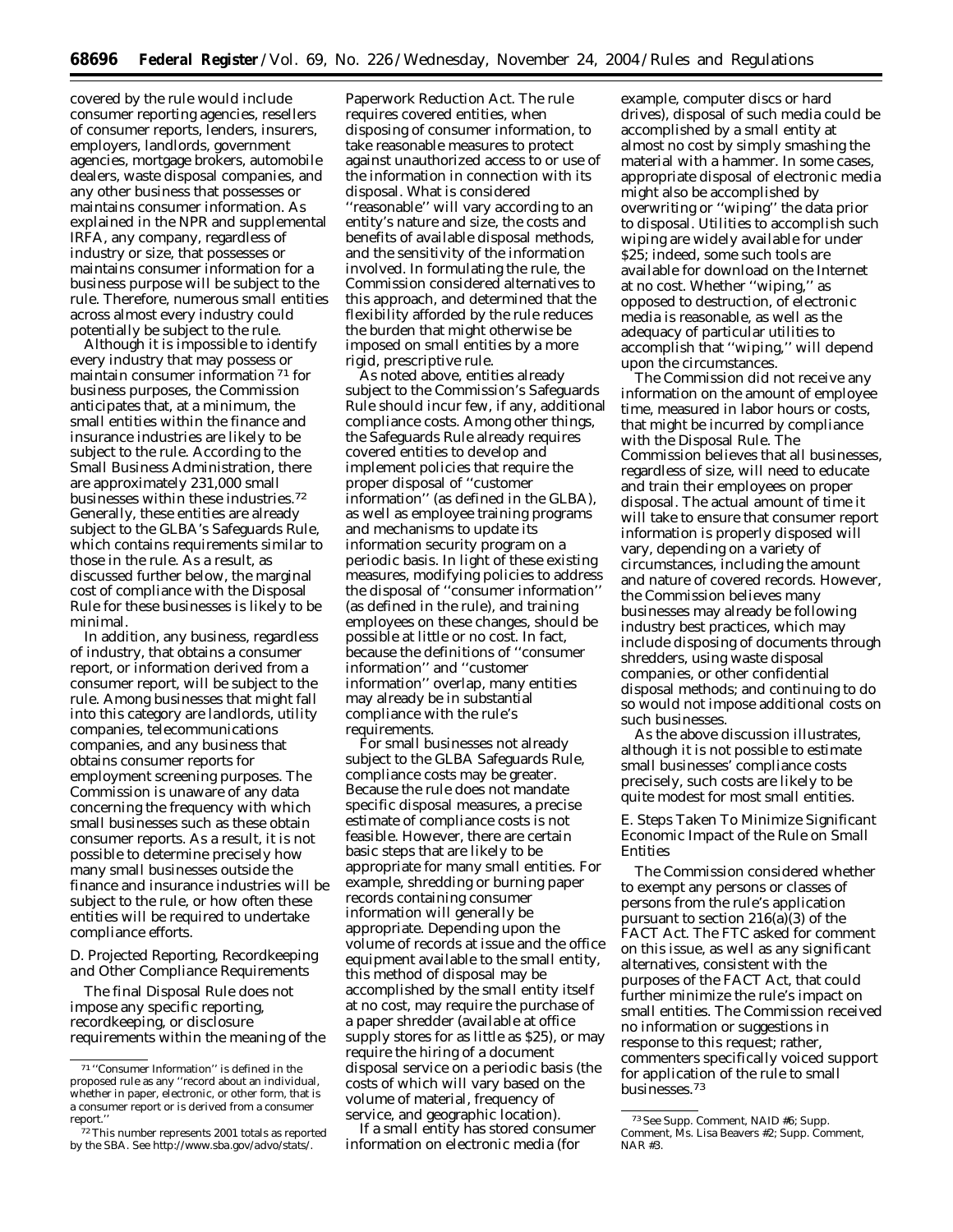covered by the rule would include consumer reporting agencies, resellers of consumer reports, lenders, insurers, employers, landlords, government agencies, mortgage brokers, automobile dealers, waste disposal companies, and any other business that possesses or maintains consumer information. As explained in the NPR and supplemental IRFA, any company, regardless of industry or size, that possesses or maintains consumer information for a business purpose will be subject to the rule. Therefore, numerous small entities across almost every industry could potentially be subject to the rule.

Although it is impossible to identify every industry that may possess or maintain consumer information [71] for business purposes, the Commission anticipates that, at a minimum, the small entities within the finance and insurance industries are likely to be subject to the rule. According to the Small Business Administration, there are approximately 231,000 small businesses within these industries.[72] Generally, these entities are already subject to the GLBA's Safeguards Rule, which contains requirements similar to those in the rule. As a result, as discussed further below, the marginal cost of compliance with the Disposal Rule for these businesses is likely to be minimal.

In addition, any business, regardless of industry, that obtains a consumer report, or information derived from a consumer report, will be subject to the rule. Among businesses that might fall into this category are landlords, utility companies, telecommunications companies, and any business that obtains consumer reports for employment screening purposes. The Commission is unaware of any data concerning the frequency with which small businesses such as these obtain consumer reports. As a result, it is not possible to determine precisely how many small businesses outside the finance and insurance industries will be subject to the rule, or how often these entities will be required to undertake compliance efforts.

### D. Projected Reporting, Recordkeeping and Other Compliance Requirements

The final Disposal Rule does not impose any specific reporting, recordkeeping, or disclosure requirements within the meaning of the Paperwork Reduction Act. The rule requires covered entities, when disposing of consumer information, to take reasonable measures to protect against unauthorized access to or use of the information in connection with its disposal. What is considered ''reasonable'' will vary according to an entity's nature and size, the costs and benefits of available disposal methods, and the sensitivity of the information involved. In formulating the rule, the Commission considered alternatives to this approach, and determined that the flexibility afforded by the rule reduces the burden that might otherwise be imposed on small entities by a more rigid, prescriptive rule.

As noted above, entities already subject to the Commission's Safeguards Rule should incur few, if any, additional compliance costs. Among other things, the Safeguards Rule already requires covered entities to develop and implement policies that require the proper disposal of ''customer information'' (as defined in the GLBA), as well as employee training programs and mechanisms to update its information security program on a periodic basis. In light of these existing measures, modifying policies to address the disposal of ''consumer information'' (as defined in the rule), and training employees on these changes, should be possible at little or no cost. In fact, because the definitions of ''consumer information'' and ''customer information'' overlap, many entities may already be in substantial compliance with the rule's requirements.

For small businesses not already subject to the GLBA Safeguards Rule, compliance costs may be greater. Because the rule does not mandate specific disposal measures, a precise estimate of compliance costs is not feasible. However, there are certain basic steps that are likely to be appropriate for many small entities. For example, shredding or burning paper records containing consumer information will generally be appropriate. Depending upon the volume of records at issue and the office equipment available to the small entity, this method of disposal may be accomplished by the small entity itself at no cost, may require the purchase of a paper shredder (available at office supply stores for as little as $25), or may require the hiring of a document disposal service on a periodic basis (the costs of which will vary based on the volume of material, frequency of service, and geographic location).

If a small entity has stored consumer information on electronic media (for example, computer discs or hard drives), disposal of such media could be accomplished by a small entity at almost no cost by simply smashing the material with a hammer. In some cases, appropriate disposal of electronic media might also be accomplished by overwriting or ''wiping'' the data prior to disposal. Utilities to accomplish such wiping are widely available for under $25; indeed, some such tools are available for download on the Internet at no cost. Whether ''wiping,'' as opposed to destruction, of electronic media is reasonable, as well as the adequacy of particular utilities to accomplish that ''wiping,'' will depend upon the circumstances.

The Commission did not receive any information on the amount of employee time, measured in labor hours or costs, that might be incurred by compliance with the Disposal Rule. The Commission believes that all businesses, regardless of size, will need to educate and train their employees on proper disposal. The actual amount of time it will take to ensure that consumer report information is properly disposed will vary, depending on a variety of circumstances, including the amount and nature of covered records. However, the Commission believes many businesses may already be following industry best practices, which may include disposing of documents through shredders, using waste disposal companies, or other confidential disposal methods; and continuing to do so would not impose additional costs on such businesses.

As the above discussion illustrates, although it is not possible to estimate small businesses' compliance costs precisely, such costs are likely to be quite modest for most small entities.

### E. Steps Taken To Minimize Significant Economic Impact of the Rule on Small Entities

The Commission considered whether to exempt any persons or classes of persons from the rule's application pursuant to section 216(a)(3) of the FACT Act. The FTC asked for comment on this issue, as well as any significant alternatives, consistent with the purposes of the FACT Act, that could further minimize the rule's impact on small entities. The Commission received no information or suggestions in response to this request; rather, commenters specifically voiced support for application of the rule to small businesses.[73]

---

[71] ''Consumer Information'' is defined in the proposed rule as any ''record about an individual, whether in paper, electronic, or other form, that is a consumer report or is derived from a consumer report.''

[72] This number represents 2001 totals as reported by the SBA. See http://www.sba.gov/advo/stats/.

[73] See Supp. Comment, NAID #6; Supp. Comment, Ms. Lisa Beavers #2; Supp. Comment, NAR #3.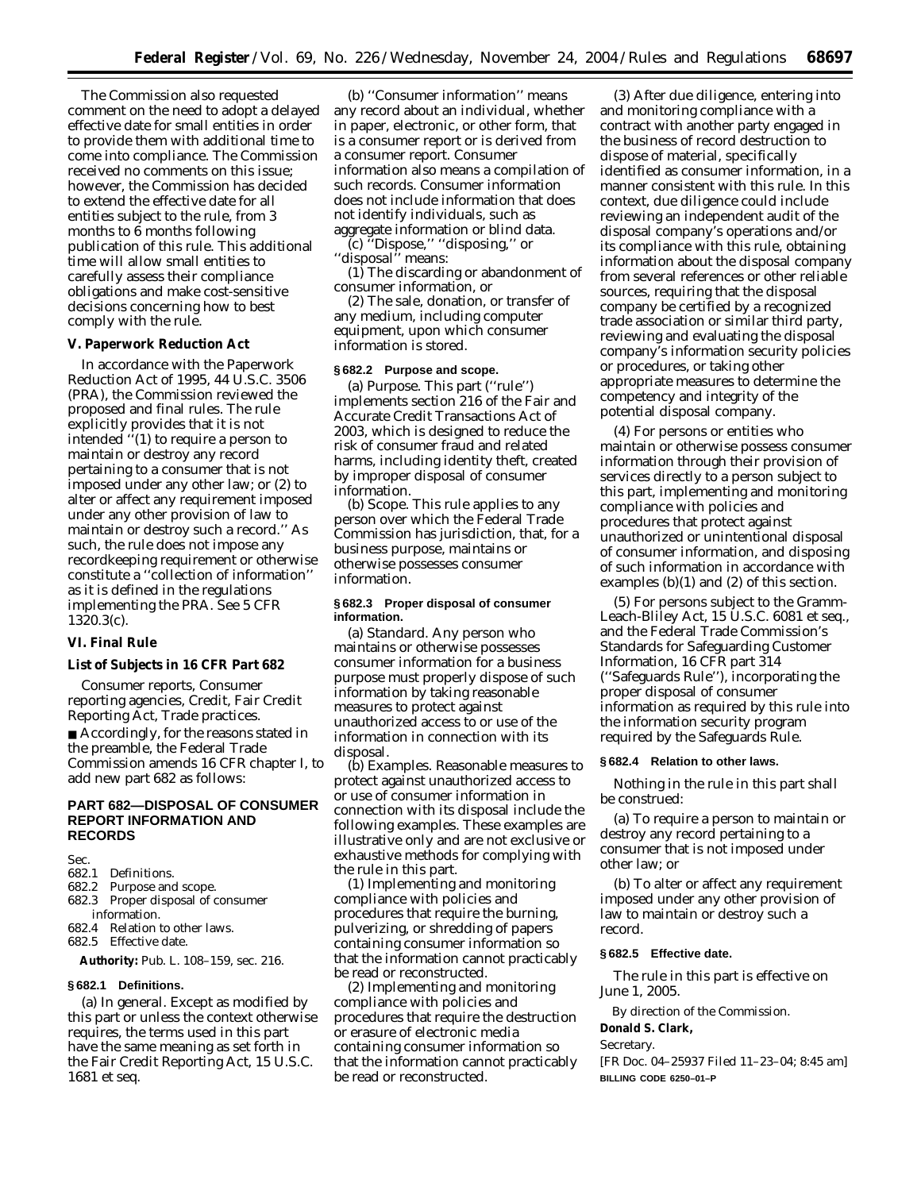The Commission also requested comment on the need to adopt a delayed effective date for small entities in order to provide them with additional time to come into compliance. The Commission received no comments on this issue; however, the Commission has decided to extend the effective date for all entities subject to the rule, from 3 months to 6 months following publication of this rule. This additional time will allow small entities to carefully assess their compliance obligations and make cost-sensitive decisions concerning how to best comply with the rule.

**V. Paperwork Reduction Act**

In accordance with the Paperwork Reduction Act of 1995, 44 U.S.C. 3506 (PRA), the Commission reviewed the proposed and final rules. The rule explicitly provides that it is not intended ''(1) to require a person to maintain or destroy any record pertaining to a consumer that is not imposed under any other law; or (2) to alter or affect any requirement imposed under any other provision of law to maintain or destroy such a record.'' As such, the rule does not impose any recordkeeping requirement or otherwise constitute a ''collection of information'' as it is defined in the regulations implementing the PRA. See 5 CFR 1320.3(c).

**VI. Final Rule**

**List of Subjects in 16 CFR Part 682**

Consumer reports, Consumer reporting agencies, Credit, Fair Credit Reporting Act, Trade practices.

■ Accordingly, for the reasons stated in the preamble, the Federal Trade Commission amends 16 CFR chapter I, to add new part 682 as follows:

## PART 682—DISPOSAL OF CONSUMER REPORT INFORMATION AND RECORDS

Sec.
682.1 Definitions.
682.2 Purpose and scope.
682.3 Proper disposal of consumer information.
682.4 Relation to other laws.
682.5 Effective date.

**Authority:** Pub. L. 108–159, sec. 216.

### § 682.1 Definitions.

(a) *In general.* Except as modified by this part or unless the context otherwise requires, the terms used in this part have the same meaning as set forth in the Fair Credit Reporting Act, 15 U.S.C. 1681 et seq.

(b) ''Consumer information'' means any record about an individual, whether in paper, electronic, or other form, that is a consumer report or is derived from a consumer report. Consumer information also means a compilation of such records. Consumer information does not include information that does not identify individuals, such as aggregate information or blind data.

(c) ''Dispose,'' ''disposing,'' or ''disposal'' means:

(1) The discarding or abandonment of consumer information, or

(2) The sale, donation, or transfer of any medium, including computer equipment, upon which consumer information is stored.

### § 682.2 Purpose and scope.

(a) *Purpose.* This part (''rule'') implements section 216 of the Fair and Accurate Credit Transactions Act of 2003, which is designed to reduce the risk of consumer fraud and related harms, including identity theft, created by improper disposal of consumer information.

(b) *Scope.* This rule applies to any person over which the Federal Trade Commission has jurisdiction, that, for a business purpose, maintains or otherwise possesses consumer information.

### § 682.3 Proper disposal of consumer information.

(a) *Standard.* Any person who maintains or otherwise possesses consumer information for a business purpose must properly dispose of such information by taking reasonable measures to protect against unauthorized access to or use of the information in connection with its disposal.

(b) *Examples.* Reasonable measures to protect against unauthorized access to or use of consumer information in connection with its disposal include the following examples. These examples are illustrative only and are not exclusive or exhaustive methods for complying with the rule in this part.

(1) Implementing and monitoring compliance with policies and procedures that require the burning, pulverizing, or shredding of papers containing consumer information so that the information cannot practicably be read or reconstructed.

(2) Implementing and monitoring compliance with policies and procedures that require the destruction or erasure of electronic media containing consumer information so that the information cannot practicably be read or reconstructed.

(3) After due diligence, entering into and monitoring compliance with a contract with another party engaged in the business of record destruction to dispose of material, specifically identified as consumer information, in a manner consistent with this rule. In this context, due diligence could include reviewing an independent audit of the disposal company's operations and/or its compliance with this rule, obtaining information about the disposal company from several references or other reliable sources, requiring that the disposal company be certified by a recognized trade association or similar third party, reviewing and evaluating the disposal company's information security policies or procedures, or taking other appropriate measures to determine the competency and integrity of the potential disposal company.

(4) For persons or entities who maintain or otherwise possess consumer information through their provision of services directly to a person subject to this part, implementing and monitoring compliance with policies and procedures that protect against unauthorized or unintentional disposal of consumer information, and disposing of such information in accordance with examples (b)(1) and (2) of this section.

(5) For persons subject to the Gramm-Leach-Bliley Act, 15 U.S.C. 6081 et seq., and the Federal Trade Commission's Standards for Safeguarding Customer Information, 16 CFR part 314 (''Safeguards Rule''), incorporating the proper disposal of consumer information as required by this rule into the information security program required by the Safeguards Rule.

### § 682.4 Relation to other laws.

Nothing in the rule in this part shall be construed:

(a) To require a person to maintain or destroy any record pertaining to a consumer that is not imposed under other law; or

(b) To alter or affect any requirement imposed under any other provision of law to maintain or destroy such a record.

### § 682.5 Effective date.

The rule in this part is effective on June 1, 2005.

By direction of the Commission.

**Donald S. Clark,**

*Secretary.*

[FR Doc. 04–25937 Filed 11–23–04; 8:45 am]

**BILLING CODE 6250–01–P**